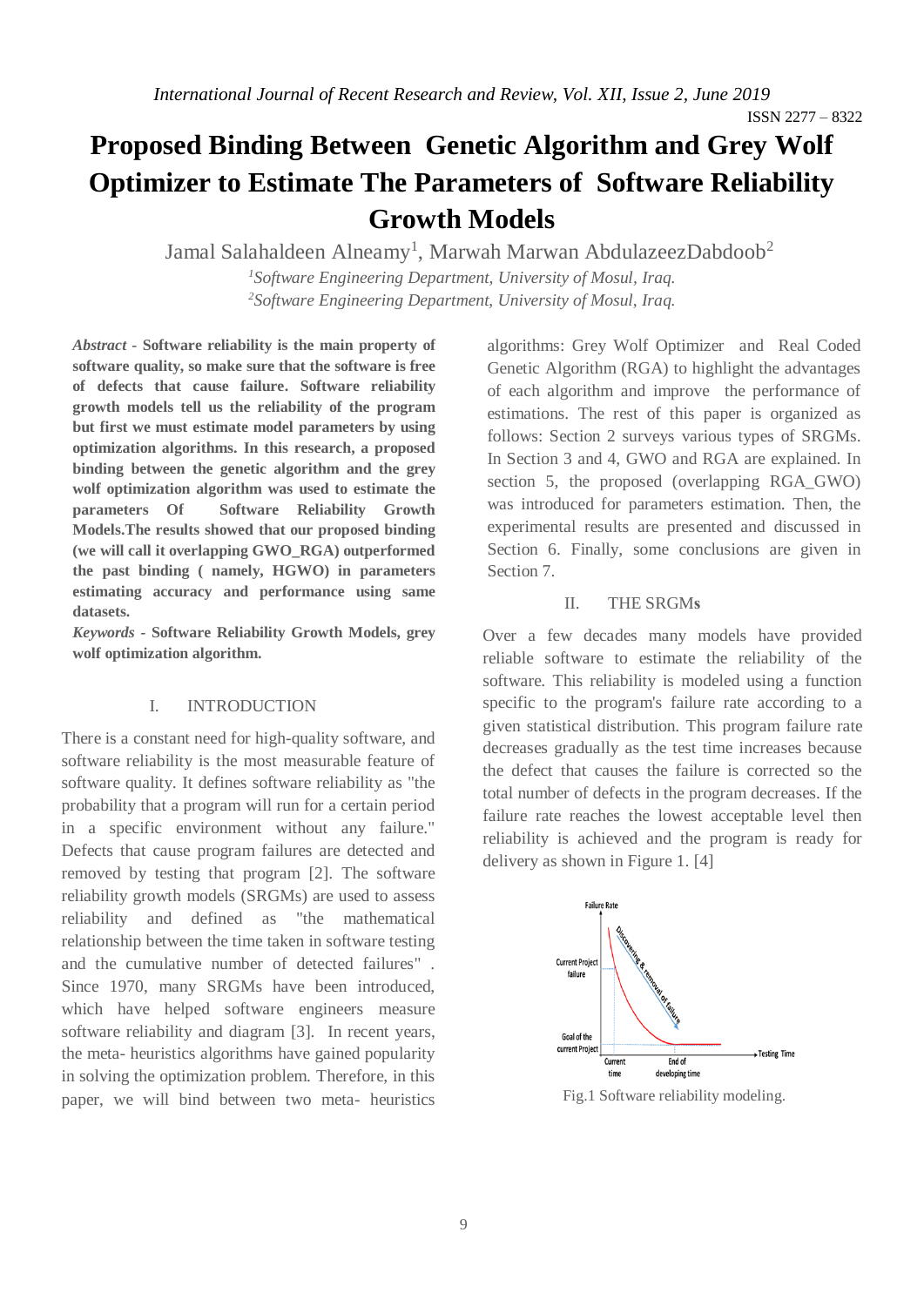# Proposed Binding Between Genetic Algorithm and Grey Wolf Optimizer to Estimate The Parameters of Software Reliability Growth Models

Jamal Salahaldeen Alneamy[1], Marwah Marwan AbdulazeezDabdoob[2]

[1]*Software Engineering Department, University of Mosul, Iraq.*
[2]*Software Engineering Department, University of Mosul, Iraq.*

***Abstract* - Software reliability is the main property of software quality, so make sure that the software is free of defects that cause failure. Software reliability growth models tell us the reliability of the program but first we must estimate model parameters by using optimization algorithms. In this research, a proposed binding between the genetic algorithm and the grey wolf optimization algorithm was used to estimate the parameters Of Software Reliability Growth Models.The results showed that our proposed binding (we will call it overlapping GWO_RGA) outperformed the past binding ( namely, HGWO) in parameters estimating accuracy and performance using same datasets.**

***Keywords* - Software Reliability Growth Models, grey wolf optimization algorithm.**

## I. INTRODUCTION

There is a constant need for high-quality software, and software reliability is the most measurable feature of software quality. It defines software reliability as "the probability that a program will run for a certain period in a specific environment without any failure." Defects that cause program failures are detected and removed by testing that program [2]. The software reliability growth models (SRGMs) are used to assess reliability and defined as "the mathematical relationship between the time taken in software testing and the cumulative number of detected failures" . Since 1970, many SRGMs have been introduced, which have helped software engineers measure software reliability and diagram [3]. In recent years, the meta- heuristics algorithms have gained popularity in solving the optimization problem. Therefore, in this paper, we will bind between two meta- heuristics algorithms: Grey Wolf Optimizer and Real Coded Genetic Algorithm (RGA) to highlight the advantages of each algorithm and improve the performance of estimations. The rest of this paper is organized as follows: Section 2 surveys various types of SRGMs. In Section 3 and 4, GWO and RGA are explained. In section 5, the proposed (overlapping RGA_GWO) was introduced for parameters estimation. Then, the experimental results are presented and discussed in Section 6. Finally, some conclusions are given in Section 7.

## II. THE SRGMs

Over a few decades many models have provided reliable software to estimate the reliability of the software. This reliability is modeled using a function specific to the program's failure rate according to a given statistical distribution. This program failure rate decreases gradually as the test time increases because the defect that causes the failure is corrected so the total number of defects in the program decreases. If the failure rate reaches the lowest acceptable level then reliability is achieved and the program is ready for delivery as shown in Figure 1. [4]

Fig.1 Software reliability modeling.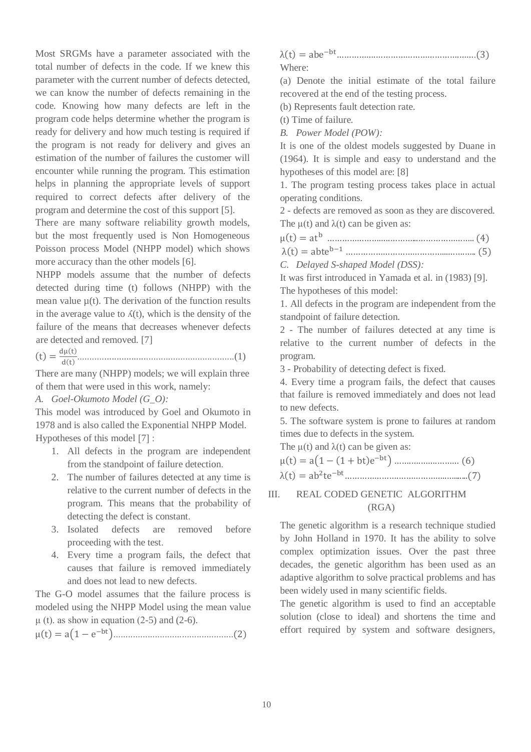Most SRGMs have a parameter associated with the total number of defects in the code. If we knew this parameter with the current number of defects detected, we can know the number of defects remaining in the code. Knowing how many defects are left in the program code helps determine whether the program is ready for delivery and how much testing is required if the program is not ready for delivery and gives an estimation of the number of failures the customer will encounter while running the program. This estimation helps in planning the appropriate levels of support required to correct defects after delivery of the program and determine the cost of this support [5].

There are many software reliability growth models, but the most frequently used is Non Homogeneous Poisson process Model (NHPP model) which shows more accuracy than the other models [6].

NHPP models assume that the number of defects detected during time (t) follows (NHPP) with the mean value μ(t). The derivation of the function results in the average value to ʎ(t), which is the density of the failure of the means that decreases whenever defects are detected and removed. [7]

$$(t) = \frac{d\mu(t)}{d(t)} \quad \ldots\ldots(1)$$

There are many (NHPP) models; we will explain three of them that were used in this work, namely:

*A. Goel-Okumoto Model (G_O):*

This model was introduced by Goel and Okumoto in 1978 and is also called the Exponential NHPP Model. Hypotheses of this model [7] :

1. All defects in the program are independent from the standpoint of failure detection.
2. The number of failures detected at any time is relative to the current number of defects in the program. This means that the probability of detecting the defect is constant.
3. Isolated defects are removed before proceeding with the test.
4. Every time a program fails, the defect that causes that failure is removed immediately and does not lead to new defects.

The G-O model assumes that the failure process is modeled using the NHPP Model using the mean value μ (t). as show in equation (2-5) and (2-6).

$$\mu(t) = a\left(1 - e^{-bt}\right) \quad \ldots\ldots(2)$$

$$\lambda(t) = abe^{-bt} \quad \ldots\ldots(3)$$

Where:

(a) Denote the initial estimate of the total failure recovered at the end of the testing process.

(b) Represents fault detection rate.

(t) Time of failure.

*B. Power Model (POW):*

It is one of the oldest models suggested by Duane in (1964). It is simple and easy to understand and the hypotheses of this model are: [8]

1. The program testing process takes place in actual operating conditions.

2 - defects are removed as soon as they are discovered.

The μ(t) and λ(t) can be given as:

$$\mu(t) = at^{b} \quad \ldots\ldots(4)$$

$$\lambda(t) = abte^{b-1} \quad \ldots\ldots(5)$$

*C. Delayed S-shaped Model (DSS):*

It was first introduced in Yamada et al. in (1983) [9].

The hypotheses of this model:

1. All defects in the program are independent from the standpoint of failure detection.

2 - The number of failures detected at any time is relative to the current number of defects in the program.

3 - Probability of detecting defect is fixed.

4. Every time a program fails, the defect that causes that failure is removed immediately and does not lead to new defects.

5. The software system is prone to failures at random times due to defects in the system.

The μ(t) and λ(t) can be given as:

$$\mu(t) = a\left(1 - (1 + bt)e^{-bt}\right) \quad \ldots\ldots(6)$$

$$\lambda(t) = ab^{2}te^{-bt} \quad \ldots\ldots(7)$$

## III. REAL CODED GENETIC ALGORITHM (RGA)

The genetic algorithm is a research technique studied by John Holland in 1970. It has the ability to solve complex optimization issues. Over the past three decades, the genetic algorithm has been used as an adaptive algorithm to solve practical problems and has been widely used in many scientific fields.

The genetic algorithm is used to find an acceptable solution (close to ideal) and shortens the time and effort required by system and software designers,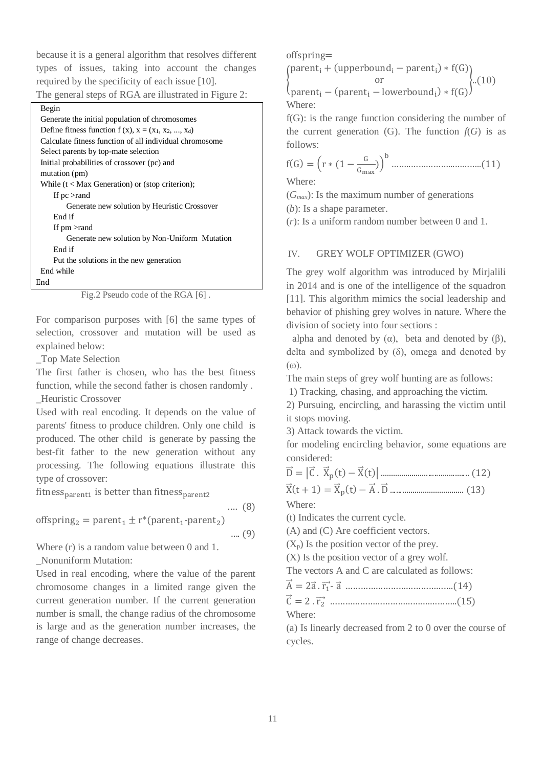because it is a general algorithm that resolves different types of issues, taking into account the changes required by the specificity of each issue [10].

The general steps of RGA are illustrated in Figure 2:

```
Begin
  Generate the initial population of chromosomes
  Define fitness function f (x), x = (x1, x2, ..., xd)
  Calculate fitness function of all individual chromosome
  Select parents by top-mate selection
  Initial probabilities of crossover (pc) and
  mutation (pm)
  While (t < Max Generation) or (stop criterion);
     If pc >rand
        Generate new solution by Heuristic Crossover
     End if
     If pm >rand
        Generate new solution by Non-Uniform  Mutation
     End if
     Put the solutions in the new generation
  End while
End
```

Fig.2 Pseudo code of the RGA [6] .

For comparison purposes with [6] the same types of selection, crossover and mutation will be used as explained below:

_Top Mate Selection

The first father is chosen, who has the best fitness function, while the second father is chosen randomly .

_Heuristic Crossover

Used with real encoding. It depends on the value of parents' fitness to produce children. Only one child is produced. The other child is generate by passing the best-fit father to the new generation without any processing. The following equations illustrate this type of crossover:

$$\text{fitness}_{\text{parent1}} \text{ is better than } \text{fitness}_{\text{parent2}} \quad \ldots\ (8)$$

$$\text{offspring}_2 = \text{parent}_1 \pm r^*(\text{parent}_1\text{-parent}_2) \quad \ldots\ (9)$$

Where (r) is a random value between 0 and 1.

_Nonuniform Mutation:

Used in real encoding, where the value of the parent chromosome changes in a limited range given the current generation number. If the current generation number is small, the change radius of the chromosome is large and as the generation number increases, the range of change decreases.

offspring=

$$\left\{\begin{matrix} \text{parent}_i + (\text{upperbound}_i - \text{parent}_i) * f(G) \\ \text{or} \\ \text{parent}_i - (\text{parent}_i - \text{lowerbound}_i) * f(G) \end{matrix}\right\} \ldots (10)$$

Where:

f(G): is the range function considering the number of the current generation (G). The function $f(G)$ is as follows:

$$f(G) = \left(r * \left(1 - \frac{G}{G_{\max}}\right)\right)^b \quad \ldots\ldots(11)$$

Where:

($G_{max}$): Is the maximum number of generations

($b$): Is a shape parameter.

($r$): Is a uniform random number between 0 and 1.

## IV. GREY WOLF OPTIMIZER (GWO)

The grey wolf algorithm was introduced by Mirjalili in 2014 and is one of the intelligence of the squadron [11]. This algorithm mimics the social leadership and behavior of phishing grey wolves in nature. Where the division of society into four sections :

alpha and denoted by (α), beta and denoted by (β), delta and symbolized by (δ), omega and denoted by (ω).

The main steps of grey wolf hunting are as follows:

1) Tracking, chasing, and approaching the victim.

2) Pursuing, encircling, and harassing the victim until it stops moving.

3) Attack towards the victim.

for modeling encircling behavior, some equations are considered:

$$\vec{D} = \left|\vec{C} \cdot \vec{X}_p(t) - \vec{X}(t)\right| \ldots\ldots (12)$$

$$\vec{X}(t+1) = \vec{X}_p(t) - \vec{A} \cdot \vec{D} \ldots\ldots (13)$$

Where:

(t) Indicates the current cycle.

(A) and (C) Are coefficient vectors.

($X_p$) Is the position vector of the prey.

(X) Is the position vector of a grey wolf.

The vectors A and C are calculated as follows:

$$\vec{A} = 2\vec{a} \cdot \vec{r_1} - \vec{a} \ldots\ldots(14)$$

$$\vec{C} = 2 \cdot \vec{r_2} \ldots\ldots(15)$$

Where:

(a) Is linearly decreased from 2 to 0 over the course of cycles.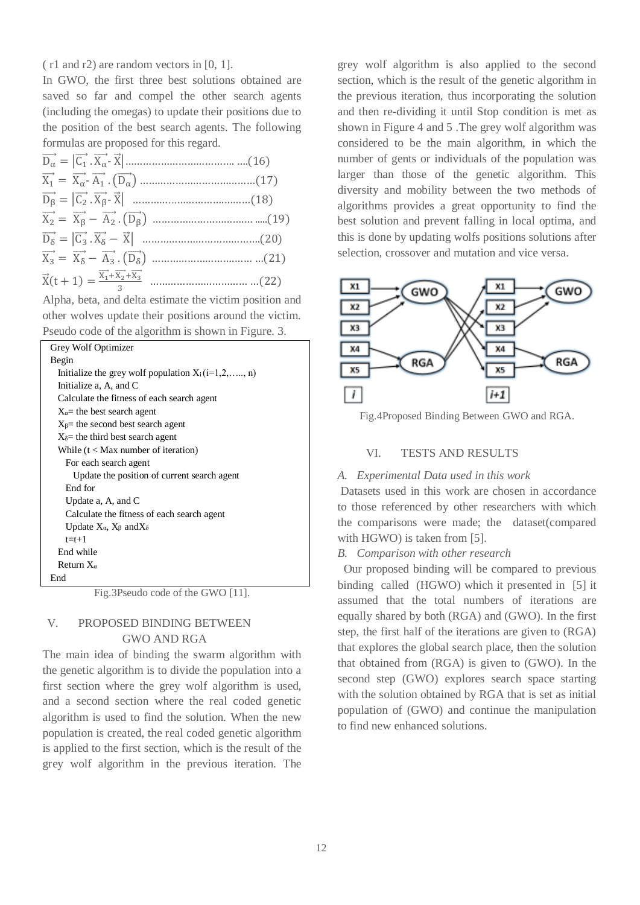( r1 and r2) are random vectors in [0, 1].

In GWO, the first three best solutions obtained are saved so far and compel the other search agents (including the omegas) to update their positions due to the position of the best search agents. The following formulas are proposed for this regard.

$$\vec{D_\alpha} = |\vec{C_1} \cdot \vec{X_\alpha} - \vec{X}| \quad (16)$$

$$\vec{X_1} = \vec{X_\alpha} - \vec{A_1} \cdot (\vec{D_\alpha}) \quad (17)$$

$$\vec{D_\beta} = |\vec{C_2} \cdot \vec{X_\beta} - \vec{X}| \quad (18)$$

$$\vec{X_2} = \vec{X_\beta} - \vec{A_2} \cdot (\vec{D_\beta}) \quad (19)$$

$$\vec{D_\delta} = |\vec{C_3} \cdot \vec{X_\delta} - \vec{X}| \quad (20)$$

$$\vec{X_3} = \vec{X_\delta} - \vec{A_3} \cdot (\vec{D_\delta}) \quad (21)$$

$$\vec{X}(t+1) = \frac{\vec{X_1} + \vec{X_2} + \vec{X_3}}{3} \quad (22)$$

Alpha, beta, and delta estimate the victim position and other wolves update their positions around the victim. Pseudo code of the algorithm is shown in Figure. 3.

```
Grey Wolf Optimizer
Begin
  Initialize the grey wolf population Xi (i=1,2,….., n)
  Initialize a, A, and C
  Calculate the fitness of each search agent
  Xα= the best search agent
  Xβ= the second best search agent
  Xδ= the third best search agent
  While (t < Max number of iteration)
    For each search agent
      Update the position of current search agent
    End for
    Update a, A, and C
    Calculate the fitness of each search agent
    Update Xα, Xβ and Xδ
    t=t+1
  End while
  Return Xα
End
```

Fig.3Pseudo code of the GWO [11].

## V. PROPOSED BINDING BETWEEN GWO AND RGA

The main idea of binding the swarm algorithm with the genetic algorithm is to divide the population into a first section where the grey wolf algorithm is used, and a second section where the real coded genetic algorithm is used to find the solution. When the new population is created, the real coded genetic algorithm is applied to the first section, which is the result of the grey wolf algorithm in the previous iteration. The grey wolf algorithm is also applied to the second section, which is the result of the genetic algorithm in the previous iteration, thus incorporating the solution and then re-dividing it until Stop condition is met as shown in Figure 4 and 5 .The grey wolf algorithm was considered to be the main algorithm, in which the number of gents or individuals of the population was larger than those of the genetic algorithm. This diversity and mobility between the two methods of algorithms provides a great opportunity to find the best solution and prevent falling in local optima, and this is done by updating wolfs positions solutions after selection, crossover and mutation and vice versa.

Fig.4Proposed Binding Between GWO and RGA.

## VI. TESTS AND RESULTS

### *A. Experimental Data used in this work*

Datasets used in this work are chosen in accordance to those referenced by other researchers with which the comparisons were made; the dataset(compared with HGWO) is taken from [5].

### *B. Comparison with other research*

Our proposed binding will be compared to previous binding called (HGWO) which it presented in [5] it assumed that the total numbers of iterations are equally shared by both (RGA) and (GWO). In the first step, the first half of the iterations are given to (RGA) that explores the global search place, then the solution that obtained from (RGA) is given to (GWO). In the second step (GWO) explores search space starting with the solution obtained by RGA that is set as initial population of (GWO) and continue the manipulation to find new enhanced solutions.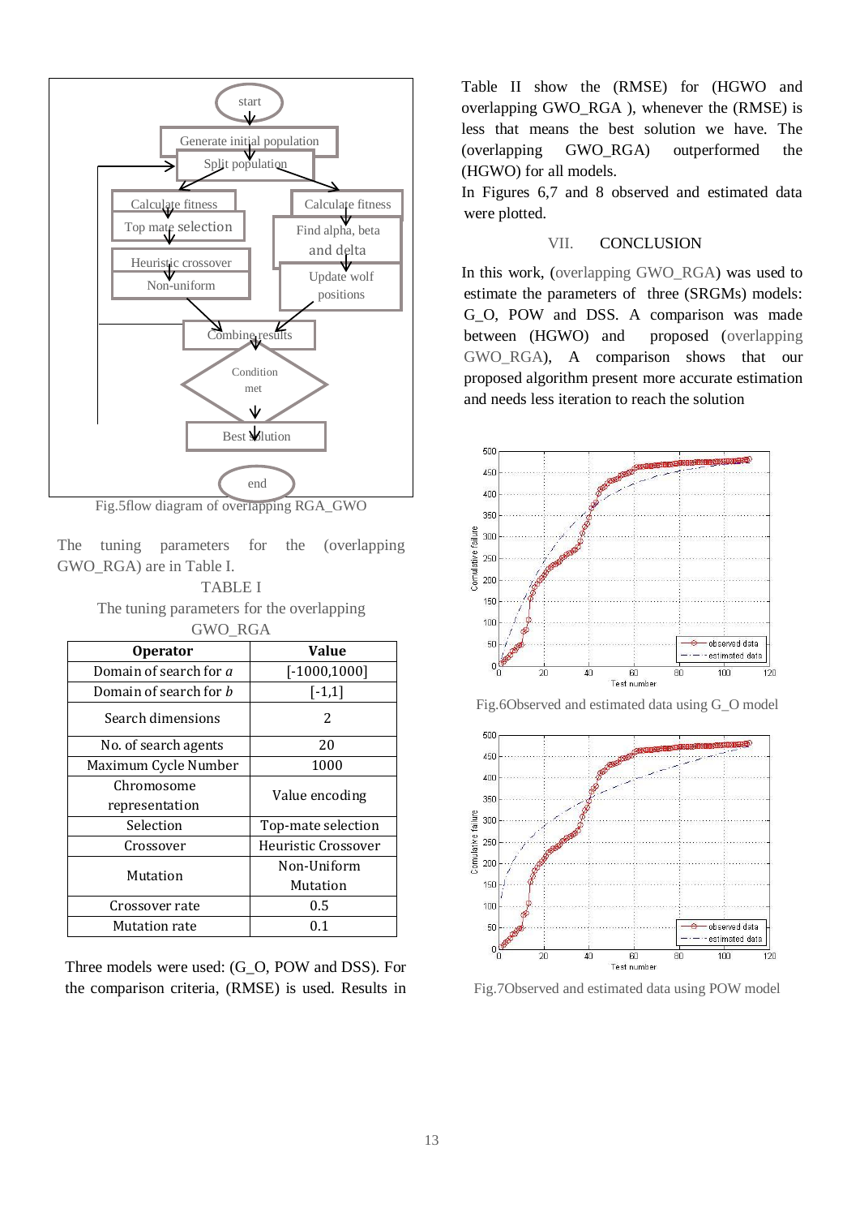Fig.5flow diagram of overlapping RGA_GWO

The tuning parameters for the (overlapping GWO_RGA) are in Table I.

TABLE I

The tuning parameters for the overlapping GWO_RGA

| Operator | Value |
|---|---|
| Domain of search for *a* | [-1000,1000] |
| Domain of search for *b* | [-1,1] |
| Search dimensions | 2 |
| No. of search agents | 20 |
| Maximum Cycle Number | 1000 |
| Chromosome representation | Value encoding |
| Selection | Top-mate selection |
| Crossover | Heuristic Crossover |
| Mutation | Non-Uniform Mutation |
| Crossover rate | 0.5 |
| Mutation rate | 0.1 |

Three models were used: (G_O, POW and DSS). For the comparison criteria, (RMSE) is used. Results in Table II show the (RMSE) for (HGWO and overlapping GWO_RGA ), whenever the (RMSE) is less that means the best solution we have. The (overlapping GWO_RGA) outperformed the (HGWO) for all models.

In Figures 6,7 and 8 observed and estimated data were plotted.

## VII. CONCLUSION

In this work, (overlapping GWO_RGA) was used to estimate the parameters of three (SRGMs) models: G_O, POW and DSS. A comparison was made between (HGWO) and proposed (overlapping GWO_RGA), A comparison shows that our proposed algorithm present more accurate estimation and needs less iteration to reach the solution

Fig.6Observed and estimated data using G_O model

Fig.7Observed and estimated data using POW model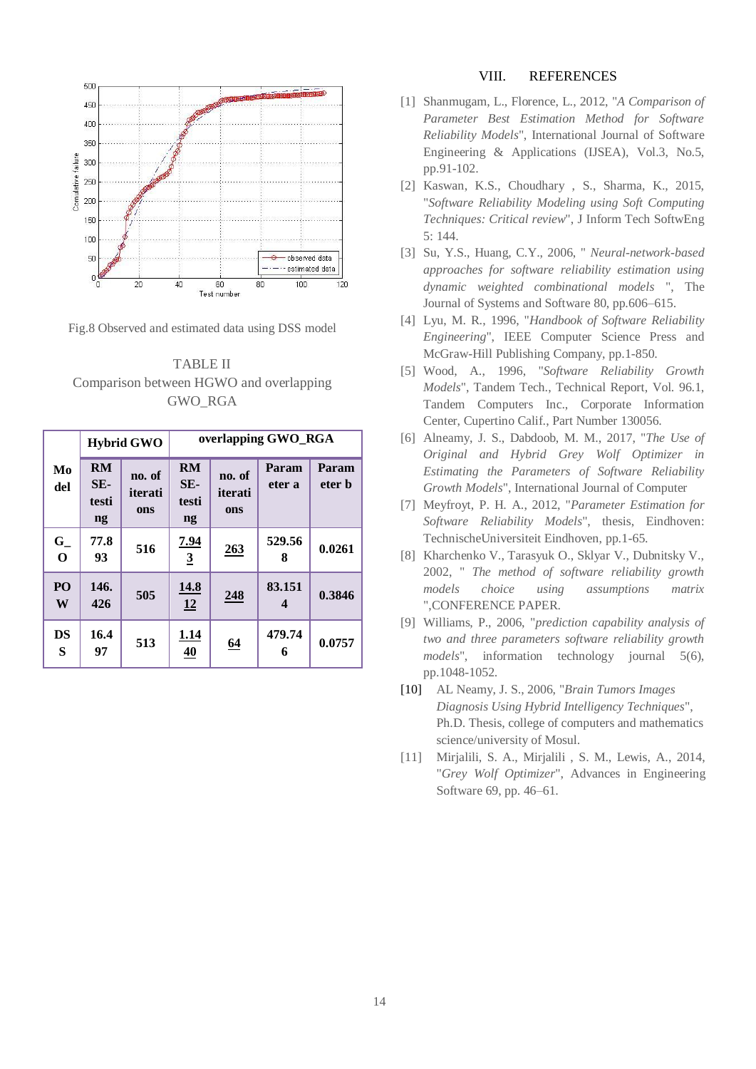500
450
400
350
300
250
200
150
100
50
0

Cumulative failure

0 20 40 60 80 100 120

Test number

observed data
estimated data

Fig.8 Observed and estimated data using DSS model

TABLE II
Comparison between HGWO and overlapping GWO_RGA

| Model | Hybrid GWO | | overlapping GWO_RGA | | | |
|---|---|---|---|---|---|---|
| | RMSE-testing | no. of iterations | RMSE-testing | no. of iterations | Parameter a | Parameter b |
| G_O | 77.893 | 516 | 7.943 | 263 | 529.568 | 0.0261 |
| POW | 146.426 | 505 | 14.812 | 248 | 83.1514 | 0.3846 |
| DSS | 16.497 | 513 | 1.1440 | 64 | 479.746 | 0.0757 |

## VIII. REFERENCES

[1] Shanmugam, L., Florence, L., 2012, "*A Comparison of Parameter Best Estimation Method for Software Reliability Models*", International Journal of Software Engineering & Applications (IJSEA), Vol.3, No.5, pp.91-102.

[2] Kaswan, K.S., Choudhary , S., Sharma, K., 2015, "*Software Reliability Modeling using Soft Computing Techniques: Critical review*", J Inform Tech SoftwEng 5: 144.

[3] Su, Y.S., Huang, C.Y., 2006, " *Neural-network-based approaches for software reliability estimation using dynamic weighted combinational models* ", The Journal of Systems and Software 80, pp.606–615.

[4] Lyu, M. R., 1996, "*Handbook of Software Reliability Engineering*", IEEE Computer Science Press and McGraw-Hill Publishing Company, pp.1-850.

[5] Wood, A., 1996, "*Software Reliability Growth Models*", Tandem Tech., Technical Report, Vol. 96.1, Tandem Computers Inc., Corporate Information Center, Cupertino Calif., Part Number 130056.

[6] Alneamy, J. S., Dabdoob, M. M., 2017, "*The Use of Original and Hybrid Grey Wolf Optimizer in Estimating the Parameters of Software Reliability Growth Models*", International Journal of Computer

[7] Meyfroyt, P. H. A., 2012, "*Parameter Estimation for Software Reliability Models*", thesis, Eindhoven: TechnischeUniversiteit Eindhoven, pp.1-65.

[8] Kharchenko V., Tarasyuk O., Sklyar V., Dubnitsky V., 2002, " *The method of software reliability growth models choice using assumptions matrix* ",CONFERENCE PAPER.

[9] Williams, P., 2006, "*prediction capability analysis of two and three parameters software reliability growth models*", information technology journal 5(6), pp.1048-1052.

[10] AL Neamy, J. S., 2006, "*Brain Tumors Images Diagnosis Using Hybrid Intelligency Techniques*", Ph.D. Thesis, college of computers and mathematics science/university of Mosul.

[11] Mirjalili, S. A., Mirjalili , S. M., Lewis, A., 2014, "*Grey Wolf Optimizer*", Advances in Engineering Software 69, pp. 46–61.